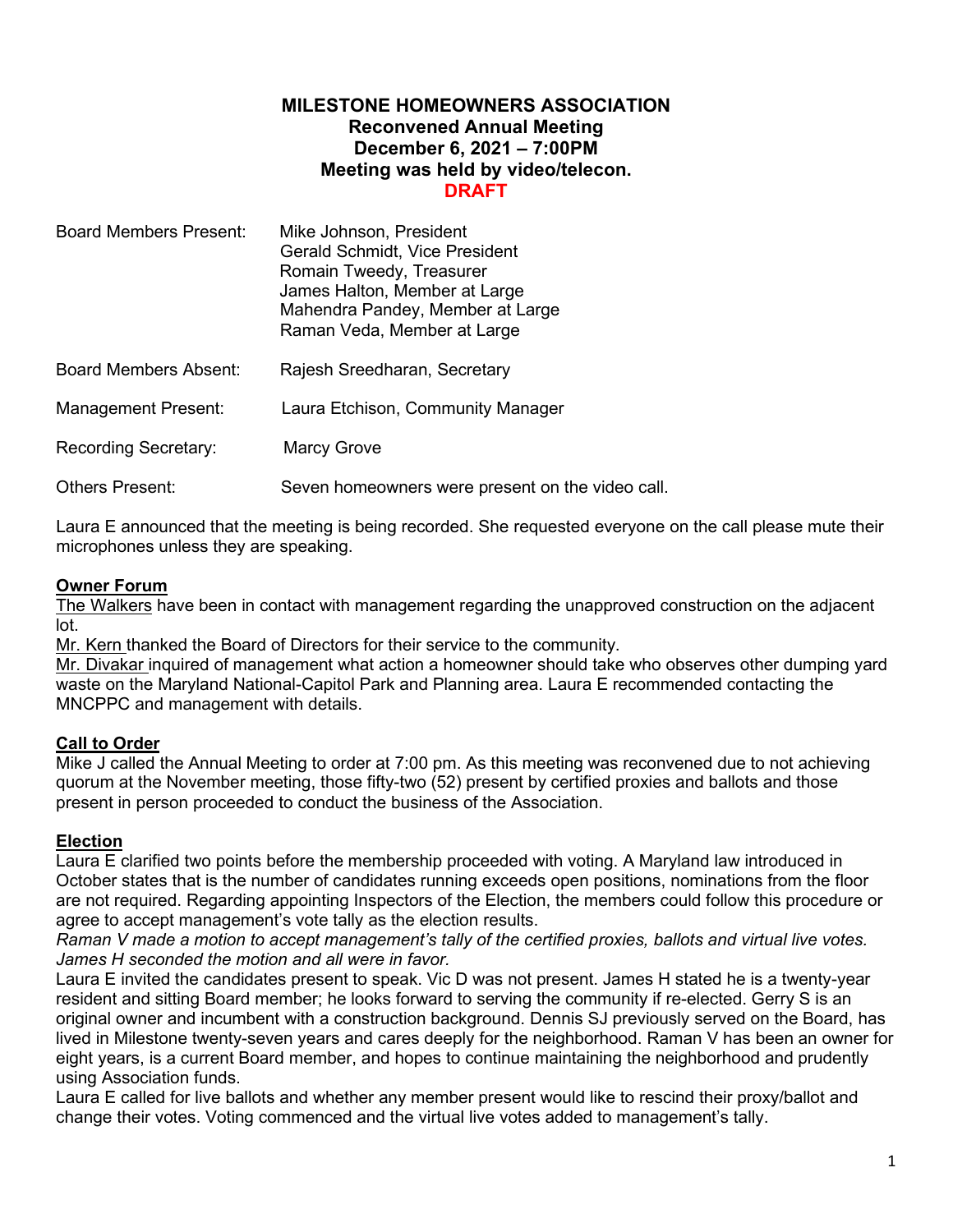# MILESTONE HOMEOWNERS ASSOCIATION

## Reconvened Annual Meeting

**December 6, 2021 – 7:00PM**

**Meeting was held by video/telecon.**

**DRAFT**

| | |
|---|---|
| Board Members Present: | Mike Johnson, President<br>Gerald Schmidt, Vice President<br>Romain Tweedy, Treasurer<br>James Halton, Member at Large<br>Mahendra Pandey, Member at Large<br>Raman Veda, Member at Large |
| Board Members Absent: | Rajesh Sreedharan, Secretary |
| Management Present: | Laura Etchison, Community Manager |
| Recording Secretary: | Marcy Grove |
| Others Present: | Seven homeowners were present on the video call. |

Laura E announced that the meeting is being recorded. She requested everyone on the call please mute their microphones unless they are speaking.

**Owner Forum**

The Walkers have been in contact with management regarding the unapproved construction on the adjacent lot.

Mr. Kern thanked the Board of Directors for their service to the community.

Mr. Divakar inquired of management what action a homeowner should take who observes other dumping yard waste on the Maryland National-Capitol Park and Planning area. Laura E recommended contacting the MNCPPC and management with details.

**Call to Order**

Mike J called the Annual Meeting to order at 7:00 pm. As this meeting was reconvened due to not achieving quorum at the November meeting, those fifty-two (52) present by certified proxies and ballots and those present in person proceeded to conduct the business of the Association.

**Election**

Laura E clarified two points before the membership proceeded with voting. A Maryland law introduced in October states that is the number of candidates running exceeds open positions, nominations from the floor are not required. Regarding appointing Inspectors of the Election, the members could follow this procedure or agree to accept management's vote tally as the election results.

*Raman V made a motion to accept management's tally of the certified proxies, ballots and virtual live votes. James H seconded the motion and all were in favor.*

Laura E invited the candidates present to speak. Vic D was not present. James H stated he is a twenty-year resident and sitting Board member; he looks forward to serving the community if re-elected. Gerry S is an original owner and incumbent with a construction background. Dennis SJ previously served on the Board, has lived in Milestone twenty-seven years and cares deeply for the neighborhood. Raman V has been an owner for eight years, is a current Board member, and hopes to continue maintaining the neighborhood and prudently using Association funds.

Laura E called for live ballots and whether any member present would like to rescind their proxy/ballot and change their votes. Voting commenced and the virtual live votes added to management's tally.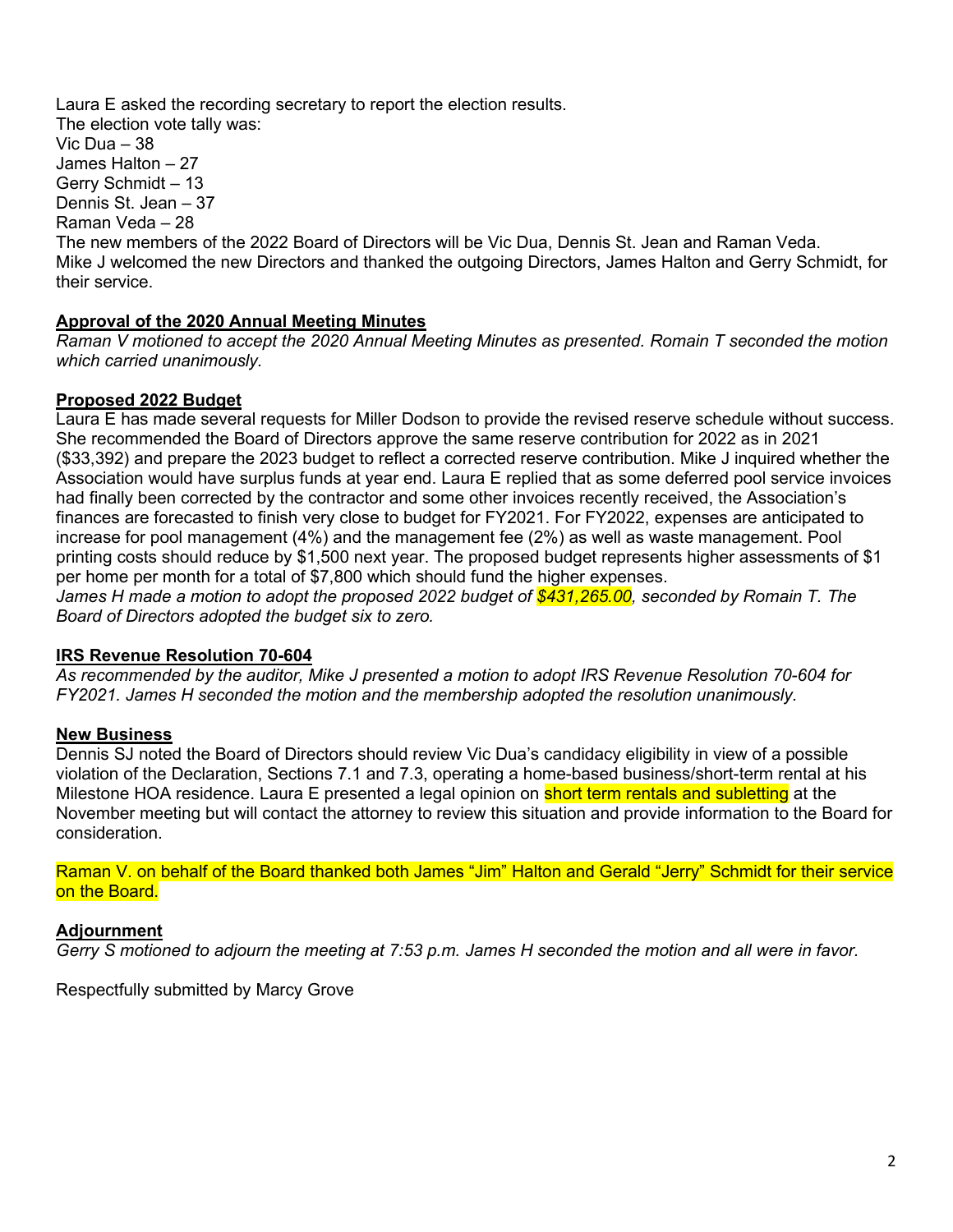Laura E asked the recording secretary to report the election results.
The election vote tally was:
Vic Dua – 38
James Halton – 27
Gerry Schmidt – 13
Dennis St. Jean – 37
Raman Veda – 28
The new members of the 2022 Board of Directors will be Vic Dua, Dennis St. Jean and Raman Veda.
Mike J welcomed the new Directors and thanked the outgoing Directors, James Halton and Gerry Schmidt, for their service.

**Approval of the 2020 Annual Meeting Minutes**

*Raman V motioned to accept the 2020 Annual Meeting Minutes as presented. Romain T seconded the motion which carried unanimously.*

**Proposed 2022 Budget**

Laura E has made several requests for Miller Dodson to provide the revised reserve schedule without success. She recommended the Board of Directors approve the same reserve contribution for 2022 as in 2021 ($33,392) and prepare the 2023 budget to reflect a corrected reserve contribution. Mike J inquired whether the Association would have surplus funds at year end. Laura E replied that as some deferred pool service invoices had finally been corrected by the contractor and some other invoices recently received, the Association's finances are forecasted to finish very close to budget for FY2021. For FY2022, expenses are anticipated to increase for pool management (4%) and the management fee (2%) as well as waste management. Pool printing costs should reduce by $1,500 next year. The proposed budget represents higher assessments of $1 per home per month for a total of $7,800 which should fund the higher expenses.
*James H made a motion to adopt the proposed 2022 budget of $431,265.00, seconded by Romain T. The Board of Directors adopted the budget six to zero.*

**IRS Revenue Resolution 70-604**

*As recommended by the auditor, Mike J presented a motion to adopt IRS Revenue Resolution 70-604 for FY2021. James H seconded the motion and the membership adopted the resolution unanimously.*

**New Business**

Dennis SJ noted the Board of Directors should review Vic Dua's candidacy eligibility in view of a possible violation of the Declaration, Sections 7.1 and 7.3, operating a home-based business/short-term rental at his Milestone HOA residence. Laura E presented a legal opinion on short term rentals and subletting at the November meeting but will contact the attorney to review this situation and provide information to the Board for consideration.

Raman V. on behalf of the Board thanked both James "Jim" Halton and Gerald "Jerry" Schmidt for their service on the Board.

**Adjournment**

*Gerry S motioned to adjourn the meeting at 7:53 p.m. James H seconded the motion and all were in favor.*

Respectfully submitted by Marcy Grove